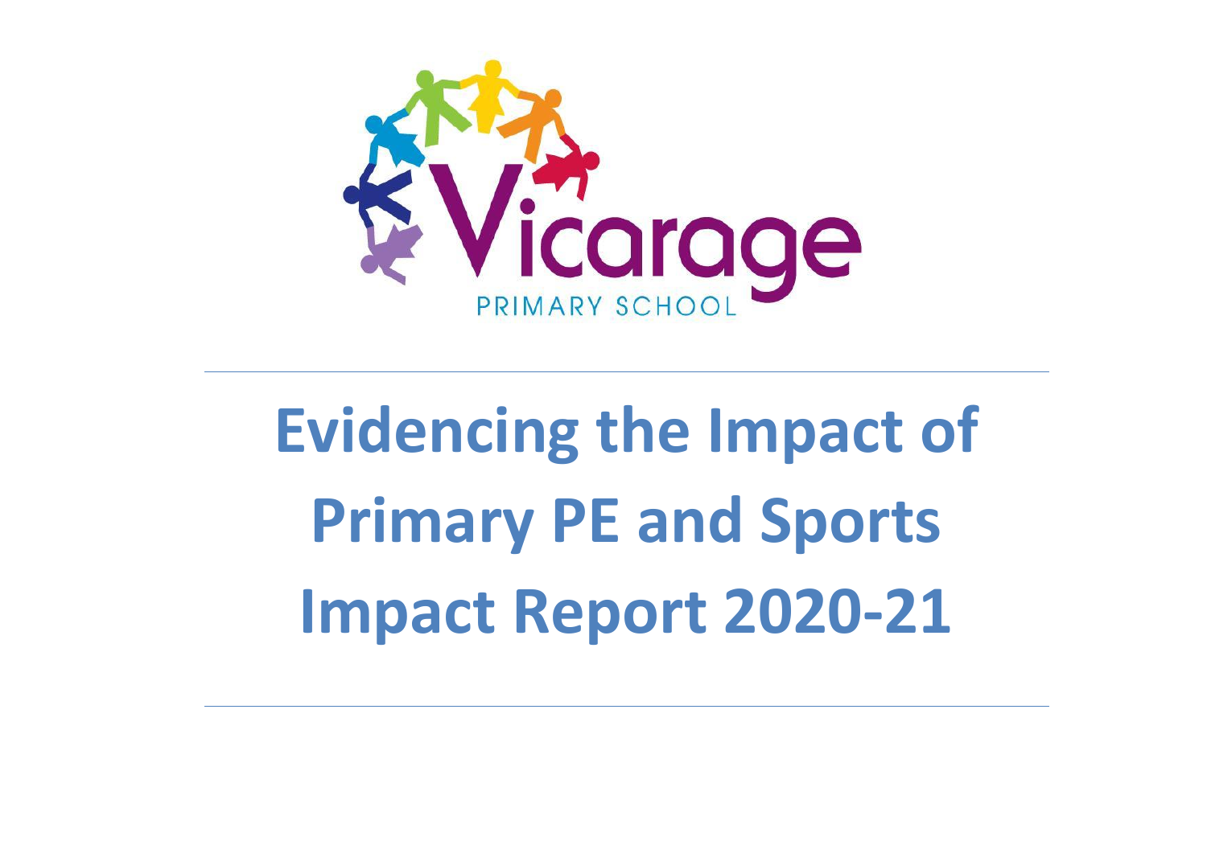Vicarage

PRIMARY SCHOOL

# Evidencing the Impact of Primary PE and Sports Impact Report 2020-21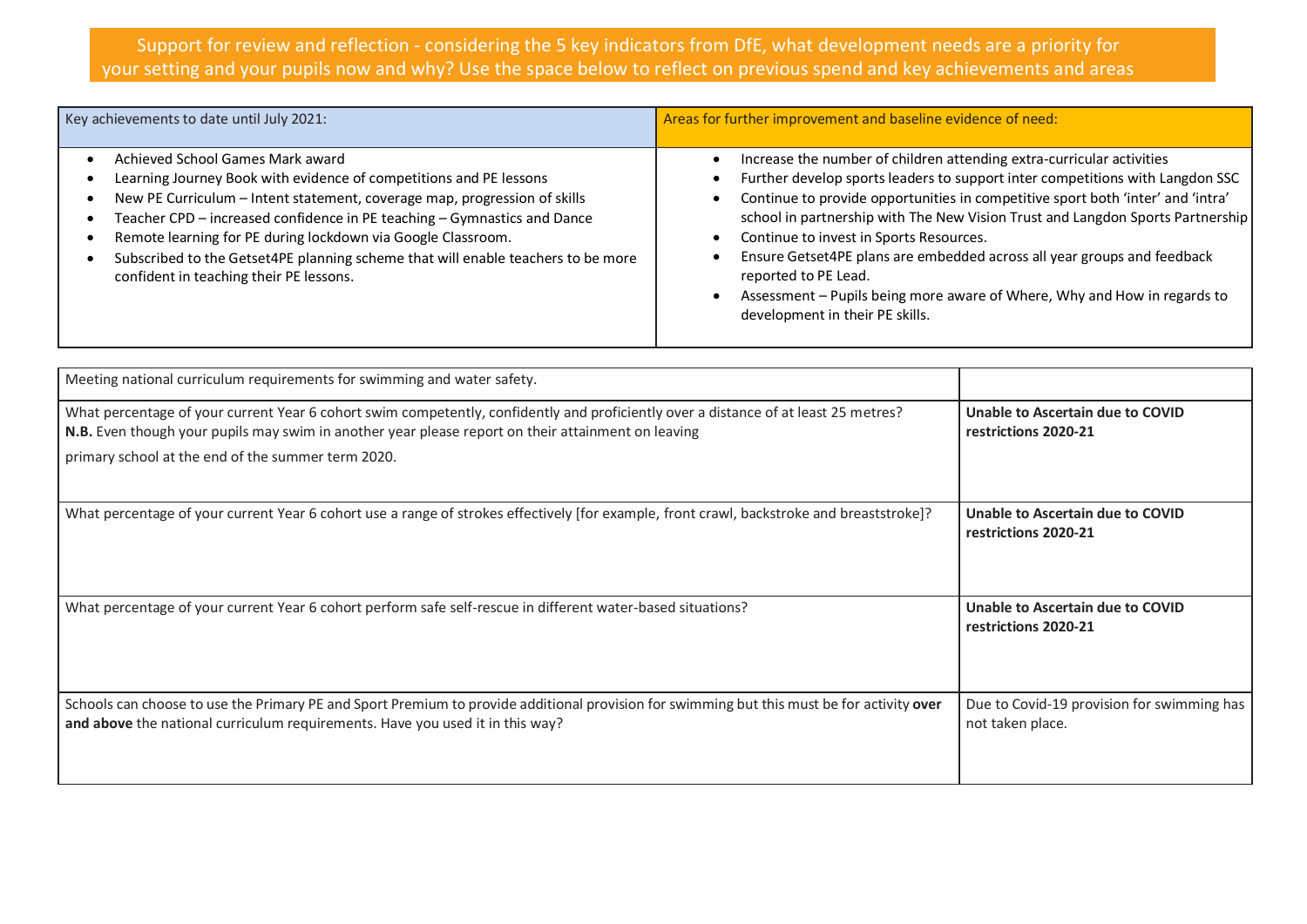## Support for review and reflection - considering the 5 key indicators from DfE, what development needs are a priority for your setting and your pupils now and why? Use the space below to reflect on previous spend and key achievements and areas

| Key achievements to date until July 2021: | Areas for further improvement and baseline evidence of need: |
|---|---|
| <ul><li>Achieved School Games Mark award</li><li>Learning Journey Book with evidence of competitions and PE lessons</li><li>New PE Curriculum – Intent statement, coverage map, progression of skills</li><li>Teacher CPD – increased confidence in PE teaching – Gymnastics and Dance</li><li>Remote learning for PE during lockdown via Google Classroom.</li><li>Subscribed to the Getset4PE planning scheme that will enable teachers to be more confident in teaching their PE lessons.</li></ul> | <ul><li>Increase the number of children attending extra-curricular activities</li><li>Further develop sports leaders to support inter competitions with Langdon SSC</li><li>Continue to provide opportunities in competitive sport both 'inter' and 'intra' school in partnership with The New Vision Trust and Langdon Sports Partnership</li><li>Continue to invest in Sports Resources.</li><li>Ensure Getset4PE plans are embedded across all year groups and feedback reported to PE Lead.</li><li>Assessment – Pupils being more aware of Where, Why and How in regards to development in their PE skills.</li></ul> |

| Meeting national curriculum requirements for swimming and water safety. | |
|---|---|
| What percentage of your current Year 6 cohort swim competently, confidently and proficiently over a distance of at least 25 metres? **N.B.** Even though your pupils may swim in another year please report on their attainment on leaving primary school at the end of the summer term 2020. | **Unable to Ascertain due to COVID restrictions 2020-21** |
| What percentage of your current Year 6 cohort use a range of strokes effectively [for example, front crawl, backstroke and breaststroke]? | **Unable to Ascertain due to COVID restrictions 2020-21** |
| What percentage of your current Year 6 cohort perform safe self-rescue in different water-based situations? | **Unable to Ascertain due to COVID restrictions 2020-21** |
| Schools can choose to use the Primary PE and Sport Premium to provide additional provision for swimming but this must be for activity **over and above** the national curriculum requirements. Have you used it in this way? | Due to Covid-19 provision for swimming has not taken place. |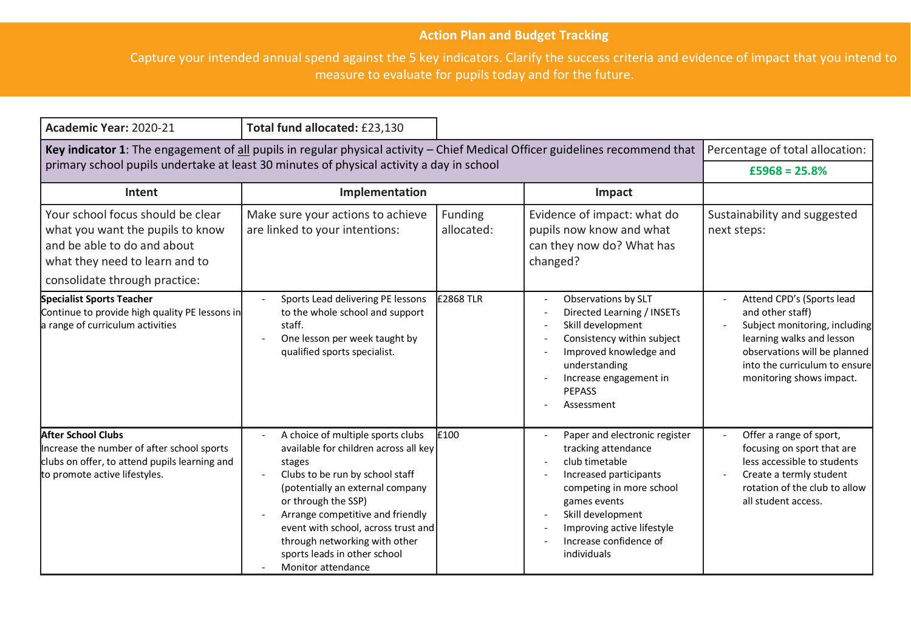## Action Plan and Budget Tracking

Capture your intended annual spend against the 5 key indicators. Clarify the success criteria and evidence of impact that you intend to measure to evaluate for pupils today and for the future.

| **Academic Year:** 2020-21 | **Total fund allocated:** £23,130 | | | |
|---|---|---|---|---|
| **Key indicator 1**: The engagement of all pupils in regular physical activity – Chief Medical Officer guidelines recommend that primary school pupils undertake at least 30 minutes of physical activity a day in school | | | | Percentage of total allocation: **£5968 = 25.8%** |
| **Intent** | **Implementation** | | **Impact** | |
| Your school focus should be clear what you want the pupils to know and be able to do and about what they need to learn and to consolidate through practice: | Make sure your actions to achieve are linked to your intentions: | Funding allocated: | Evidence of impact: what do pupils now know and what can they now do? What has changed? | Sustainability and suggested next steps: |
| **Specialist Sports Teacher**<br>Continue to provide high quality PE lessons in a range of curriculum activities | - Sports Lead delivering PE lessons to the whole school and support staff.<br>- One lesson per week taught by qualified sports specialist. | £2868 TLR | - Observations by SLT<br>- Directed Learning / INSETs<br>- Skill development<br>- Consistency within subject<br>- Improved knowledge and understanding<br>- Increase engagement in PEPASS<br>- Assessment | - Attend CPD's (Sports lead and other staff)<br>- Subject monitoring, including learning walks and lesson observations will be planned into the curriculum to ensure monitoring shows impact. |
| **After School Clubs**<br>Increase the number of after school sports clubs on offer, to attend pupils learning and to promote active lifestyles. | - A choice of multiple sports clubs available for children across all key stages<br>- Clubs to be run by school staff (potentially an external company or through the SSP)<br>- Arrange competitive and friendly event with school, across trust and through networking with other sports leads in other school<br>- Monitor attendance | £100 | - Paper and electronic register tracking attendance<br>- club timetable<br>- Increased participants competing in more school games events<br>- Skill development<br>- Improving active lifestyle<br>- Increase confidence of individuals | - Offer a range of sport, focusing on sport that are less accessible to students<br>- Create a termly student rotation of the club to allow all student access. |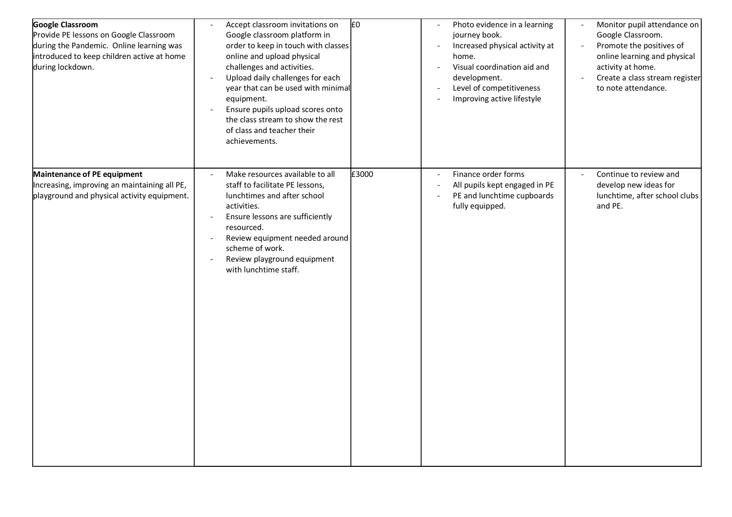| | | | | |
|---|---|---|---|---|
| **Google Classroom**<br>Provide PE lessons on Google Classroom during the Pandemic. Online learning was introduced to keep children active at home during lockdown. | - Accept classroom invitations on Google classroom platform in order to keep in touch with classes online and upload physical challenges and activities.<br>- Upload daily challenges for each year that can be used with minimal equipment.<br>- Ensure pupils upload scores onto the class stream to show the rest of class and teacher their achievements. | £0 | - Photo evidence in a learning journey book.<br>- Increased physical activity at home.<br>- Visual coordination aid and development.<br>- Level of competitiveness<br>- Improving active lifestyle | - Monitor pupil attendance on Google Classroom.<br>- Promote the positives of online learning and physical activity at home.<br>- Create a class stream register to note attendance. |
| **Maintenance of PE equipment**<br>Increasing, improving an maintaining all PE, playground and physical activity equipment. | - Make resources available to all staff to facilitate PE lessons, lunchtimes and after school activities.<br>- Ensure lessons are sufficiently resourced.<br>- Review equipment needed around scheme of work.<br>- Review playground equipment with lunchtime staff. | £3000 | - Finance order forms<br>- All pupils kept engaged in PE<br>- PE and lunchtime cupboards fully equipped. | - Continue to review and develop new ideas for lunchtime, after school clubs and PE. |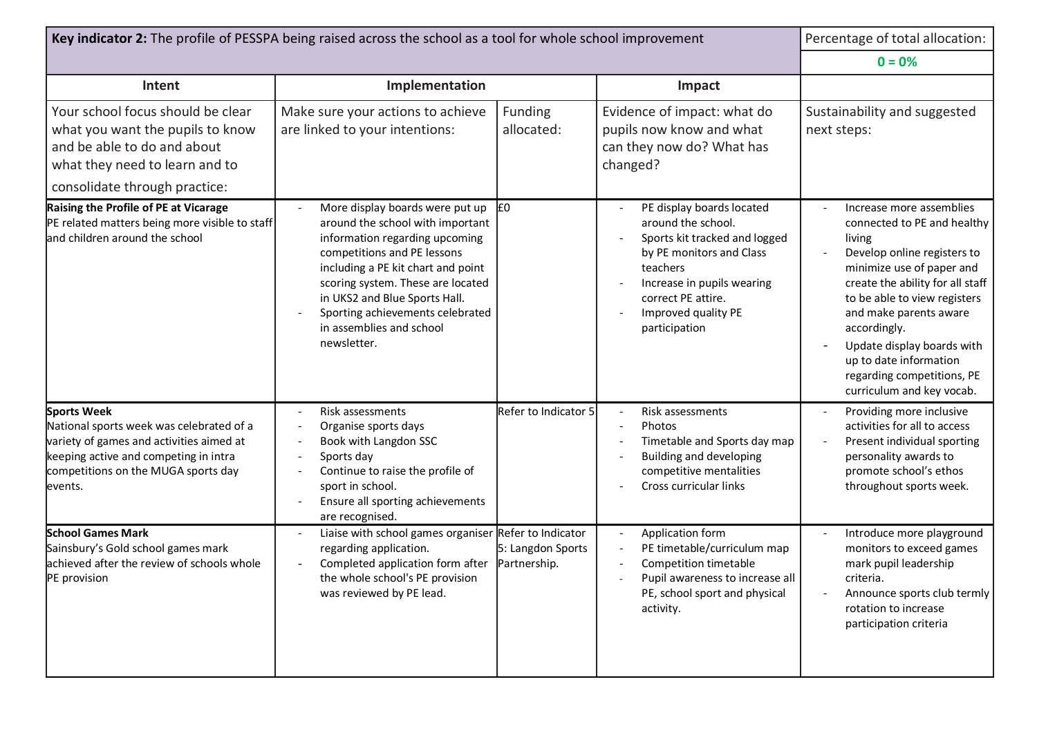| **Key indicator 2:** The profile of PESSPA being raised across the school as a tool for whole school improvement | | | | Percentage of total allocation: **0 = 0%** |
|---|---|---|---|---|
| **Intent** | **Implementation** | | **Impact** | |
| Your school focus should be clear what you want the pupils to know and be able to do and about what they need to learn and to consolidate through practice: | Make sure your actions to achieve are linked to your intentions: | Funding allocated: | Evidence of impact: what do pupils now know and what can they now do? What has changed? | Sustainability and suggested next steps: |
| **Raising the Profile of PE at Vicarage**<br>PE related matters being more visible to staff and children around the school | - More display boards were put up around the school with important information regarding upcoming competitions and PE lessons including a PE kit chart and point scoring system. These are located in UKS2 and Blue Sports Hall.<br>- Sporting achievements celebrated in assemblies and school newsletter. | £0 | - PE display boards located around the school.<br>- Sports kit tracked and logged by PE monitors and Class teachers<br>- Increase in pupils wearing correct PE attire.<br>- Improved quality PE participation | - Increase more assemblies connected to PE and healthy living<br>- Develop online registers to minimize use of paper and create the ability for all staff to be able to view registers and make parents aware accordingly.<br>- Update display boards with up to date information regarding competitions, PE curriculum and key vocab. |
| **Sports Week**<br>National sports week was celebrated of a variety of games and activities aimed at keeping active and competing in intra competitions on the MUGA sports day events. | - Risk assessments<br>- Organise sports days<br>- Book with Langdon SSC<br>- Sports day<br>- Continue to raise the profile of sport in school.<br>- Ensure all sporting achievements are recognised. | Refer to Indicator 5 | - Risk assessments<br>- Photos<br>- Timetable and Sports day map<br>- Building and developing competitive mentalities<br>- Cross curricular links | - Providing more inclusive activities for all to access<br>- Present individual sporting personality awards to promote school's ethos throughout sports week. |
| **School Games Mark**<br>Sainsbury's Gold school games mark achieved after the review of schools whole PE provision | - Liaise with school games organiser regarding application.<br>- Completed application form after the whole school's PE provision was reviewed by PE lead. | Refer to Indicator 5: Langdon Sports Partnership. | - Application form<br>- PE timetable/curriculum map<br>- Competition timetable<br>- Pupil awareness to increase all PE, school sport and physical activity. | - Introduce more playground monitors to exceed games mark pupil leadership criteria.<br>- Announce sports club termly rotation to increase participation criteria |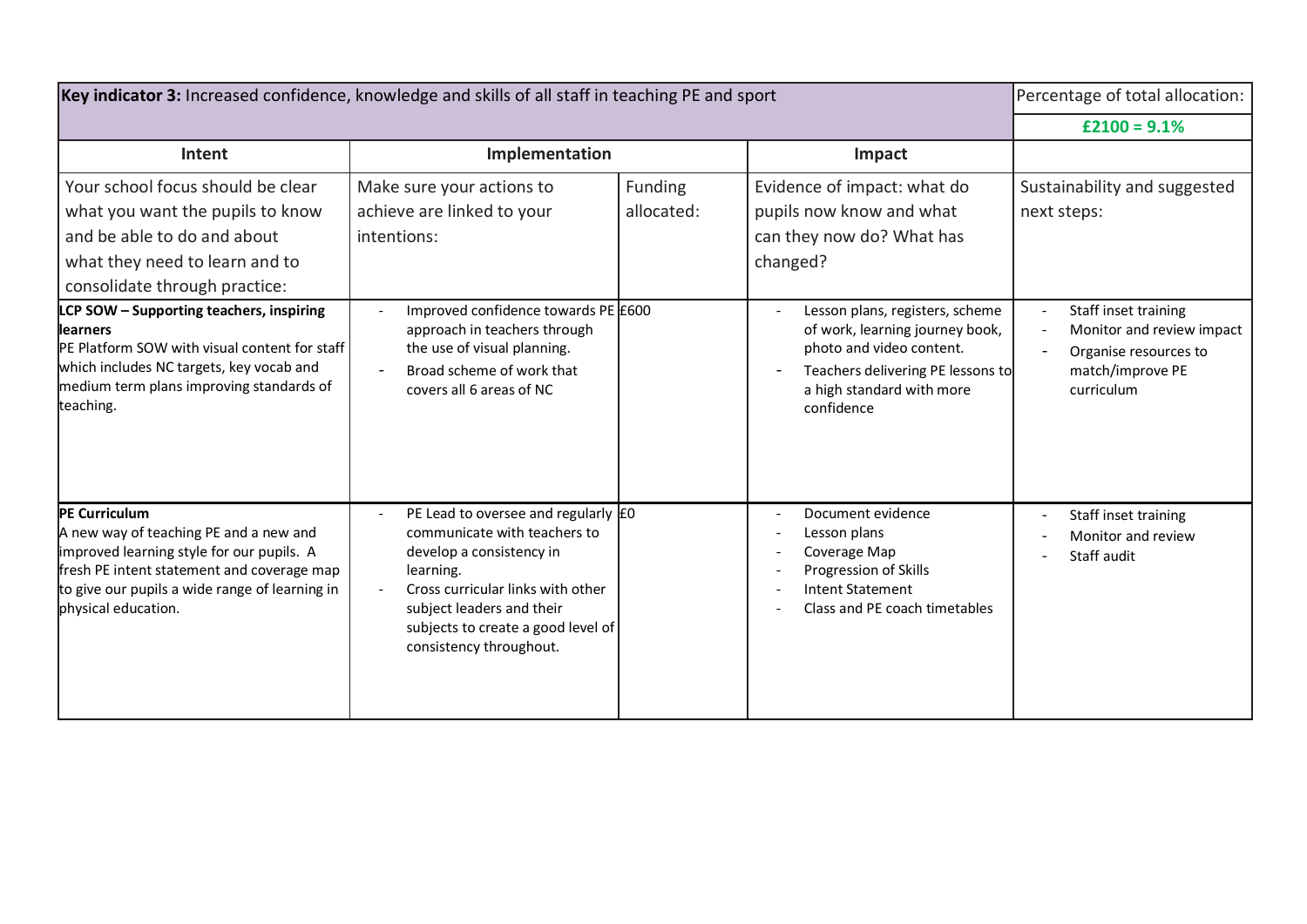| **Key indicator 3:** Increased confidence, knowledge and skills of all staff in teaching PE and sport | | | | Percentage of total allocation: |
|---|---|---|---|---|
| | | | | **£2100 = 9.1%** |
| **Intent** | **Implementation** | | **Impact** | |
| Your school focus should be clear what you want the pupils to know and be able to do and about what they need to learn and to consolidate through practice: | Make sure your actions to achieve are linked to your intentions: | Funding allocated: | Evidence of impact: what do pupils now know and what can they now do? What has changed? | Sustainability and suggested next steps: |
| **LCP SOW – Supporting teachers, inspiring learners** PE Platform SOW with visual content for staff which includes NC targets, key vocab and medium term plans improving standards of teaching. | - Improved confidence towards PE approach in teachers through the use of visual planning. - Broad scheme of work that covers all 6 areas of NC | £600 | - Lesson plans, registers, scheme of work, learning journey book, photo and video content. - Teachers delivering PE lessons to a high standard with more confidence | - Staff inset training - Monitor and review impact - Organise resources to match/improve PE curriculum |
| **PE Curriculum** A new way of teaching PE and a new and improved learning style for our pupils. A fresh PE intent statement and coverage map to give our pupils a wide range of learning in physical education. | - PE Lead to oversee and regularly communicate with teachers to develop a consistency in learning. - Cross curricular links with other subject leaders and their subjects to create a good level of consistency throughout. | £0 | - Document evidence - Lesson plans - Coverage Map - Progression of Skills - Intent Statement - Class and PE coach timetables | - Staff inset training - Monitor and review - Staff audit |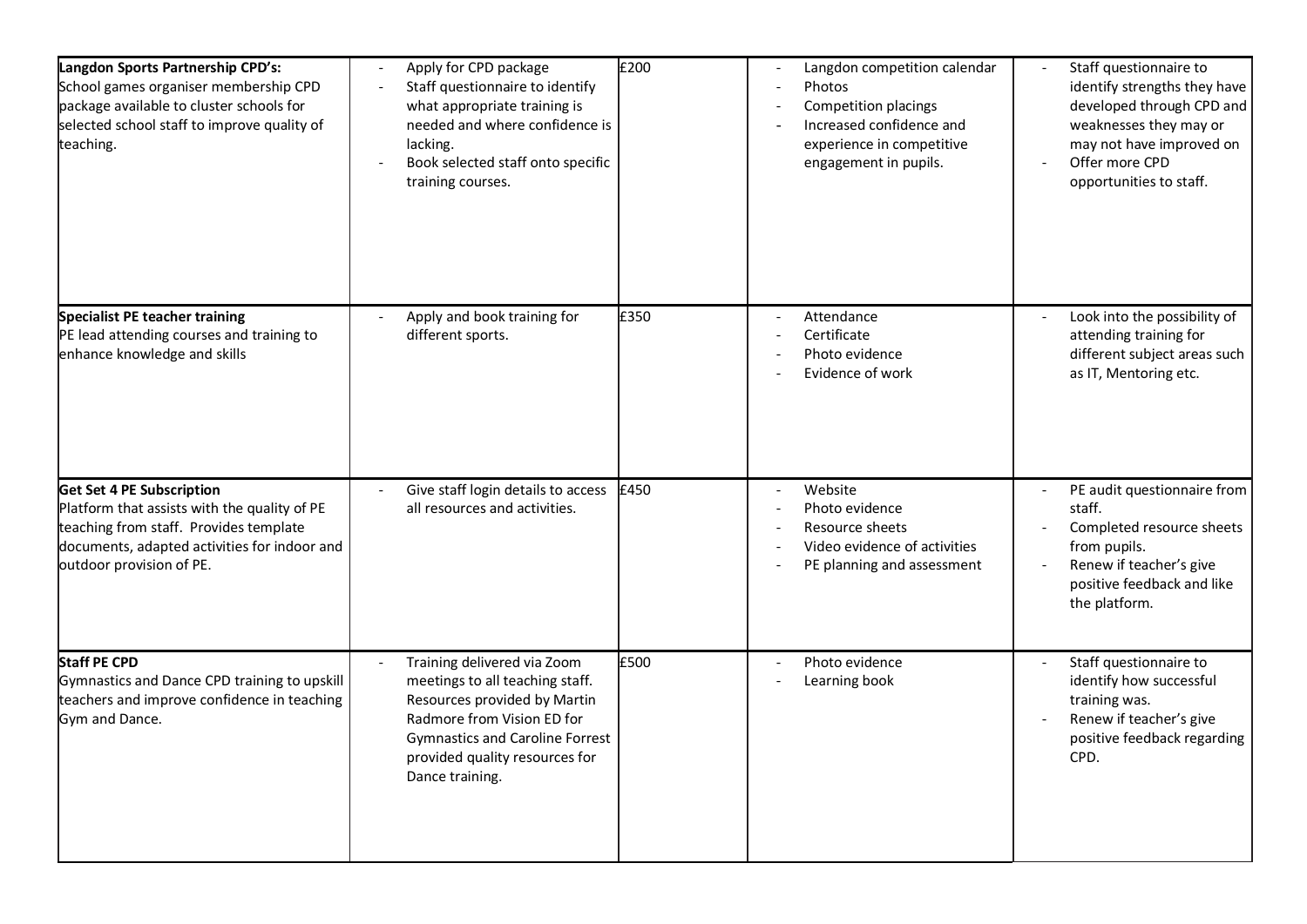| | | | | |
|---|---|---|---|---|
| **Langdon Sports Partnership CPD's:**<br>School games organiser membership CPD package available to cluster schools for selected school staff to improve quality of teaching. | - Apply for CPD package<br>- Staff questionnaire to identify what appropriate training is needed and where confidence is lacking.<br>- Book selected staff onto specific training courses. | £200 | - Langdon competition calendar<br>- Photos<br>- Competition placings<br>- Increased confidence and experience in competitive engagement in pupils. | - Staff questionnaire to identify strengths they have developed through CPD and weaknesses they may or may not have improved on<br>- Offer more CPD opportunities to staff. |
| **Specialist PE teacher training**<br>PE lead attending courses and training to enhance knowledge and skills | - Apply and book training for different sports. | £350 | - Attendance<br>- Certificate<br>- Photo evidence<br>- Evidence of work | - Look into the possibility of attending training for different subject areas such as IT, Mentoring etc. |
| **Get Set 4 PE Subscription**<br>Platform that assists with the quality of PE teaching from staff. Provides template documents, adapted activities for indoor and outdoor provision of PE. | - Give staff login details to access all resources and activities. | £450 | - Website<br>- Photo evidence<br>- Resource sheets<br>- Video evidence of activities<br>- PE planning and assessment | - PE audit questionnaire from staff.<br>- Completed resource sheets from pupils.<br>- Renew if teacher's give positive feedback and like the platform. |
| **Staff PE CPD**<br>Gymnastics and Dance CPD training to upskill teachers and improve confidence in teaching Gym and Dance. | - Training delivered via Zoom meetings to all teaching staff. Resources provided by Martin Radmore from Vision ED for Gymnastics and Caroline Forrest provided quality resources for Dance training. | £500 | - Photo evidence<br>- Learning book | - Staff questionnaire to identify how successful training was.<br>- Renew if teacher's give positive feedback regarding CPD. |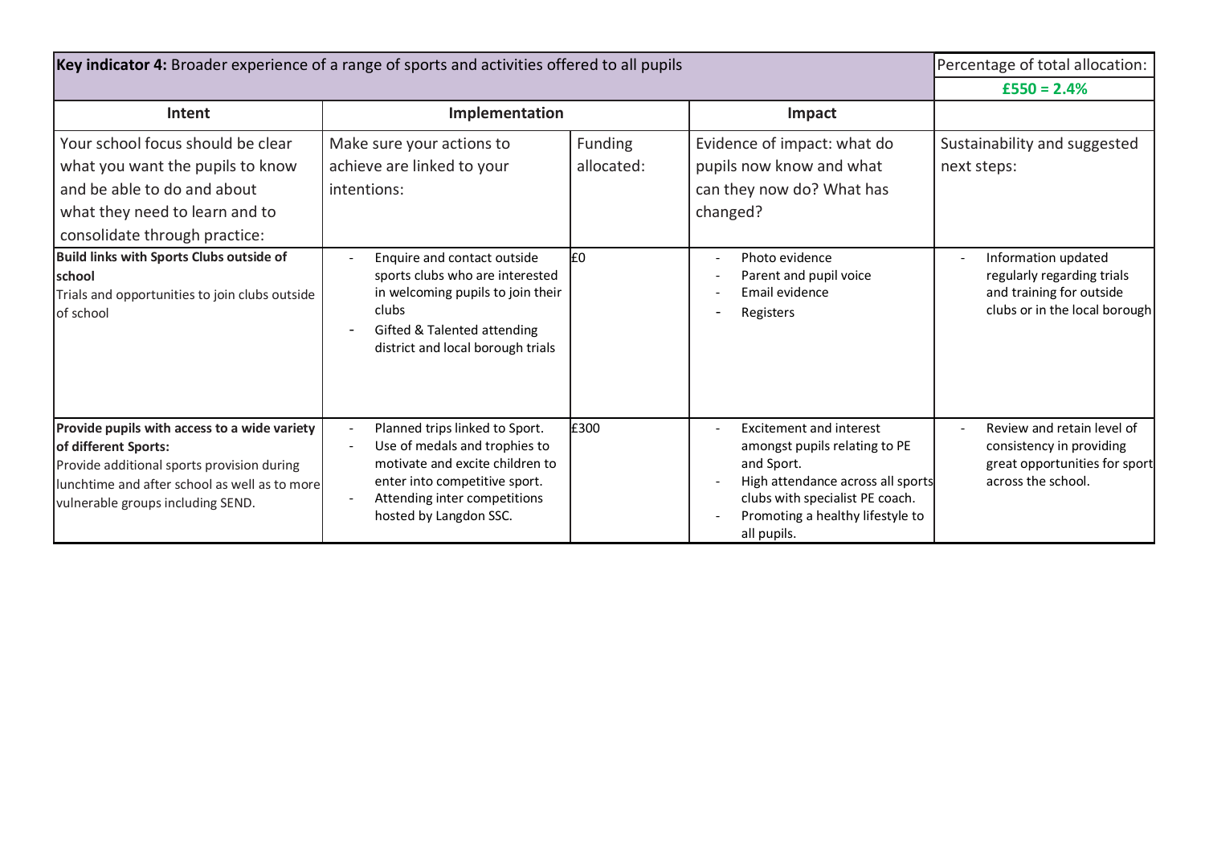| **Key indicator 4:** Broader experience of a range of sports and activities offered to all pupils | | | | Percentage of total allocation: |
|---|---|---|---|---|
| | | | | **£550 = 2.4%** |
| **Intent** | **Implementation** | | **Impact** | |
| Your school focus should be clear what you want the pupils to know and be able to do and about what they need to learn and to consolidate through practice: | Make sure your actions to achieve are linked to your intentions: | Funding allocated: | Evidence of impact: what do pupils now know and what can they now do? What has changed? | Sustainability and suggested next steps: |
| **Build links with Sports Clubs outside of school**<br>Trials and opportunities to join clubs outside of school | - Enquire and contact outside sports clubs who are interested in welcoming pupils to join their clubs<br>- Gifted & Talented attending district and local borough trials | £0 | - Photo evidence<br>- Parent and pupil voice<br>- Email evidence<br>- Registers | - Information updated regularly regarding trials and training for outside clubs or in the local borough |
| **Provide pupils with access to a wide variety of different Sports:**<br>Provide additional sports provision during lunchtime and after school as well as to more vulnerable groups including SEND. | - Planned trips linked to Sport.<br>- Use of medals and trophies to motivate and excite children to enter into competitive sport.<br>- Attending inter competitions hosted by Langdon SSC. | £300 | - Excitement and interest amongst pupils relating to PE and Sport.<br>- High attendance across all sports clubs with specialist PE coach.<br>- Promoting a healthy lifestyle to all pupils. | - Review and retain level of consistency in providing great opportunities for sport across the school. |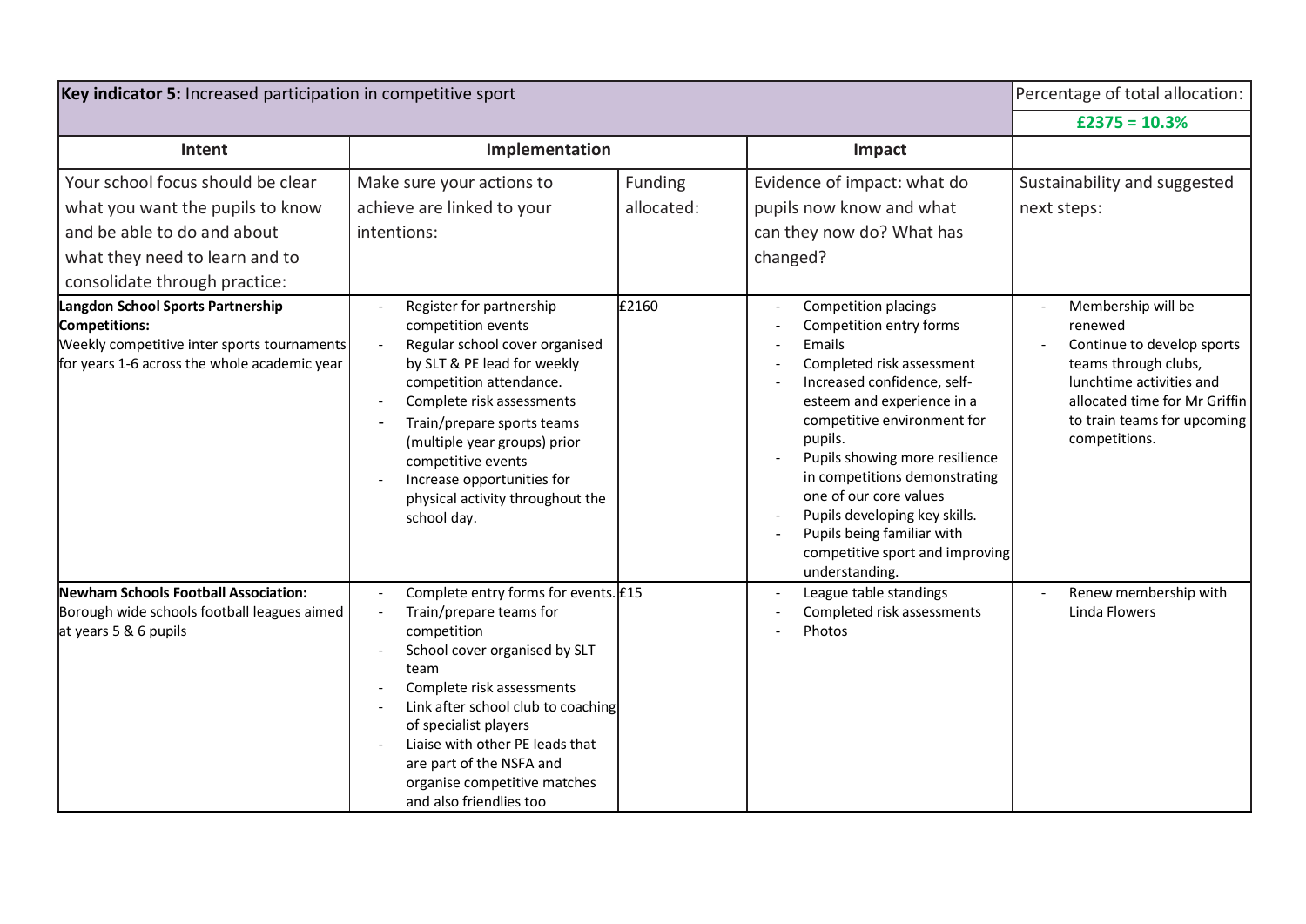| **Key indicator 5:** Increased participation in competitive sport | | | | Percentage of total allocation: |
|---|---|---|---|---|
| | | | | **£2375 = 10.3%** |
| **Intent** | **Implementation** | | **Impact** | |
| Your school focus should be clear what you want the pupils to know and be able to do and about what they need to learn and to consolidate through practice: | Make sure your actions to achieve are linked to your intentions: | Funding allocated: | Evidence of impact: what do pupils now know and what can they now do? What has changed? | Sustainability and suggested next steps: |
| **Langdon School Sports Partnership Competitions:** Weekly competitive inter sports tournaments for years 1-6 across the whole academic year | - Register for partnership competition events<br>- Regular school cover organised by SLT & PE lead for weekly competition attendance.<br>- Complete risk assessments<br>- Train/prepare sports teams (multiple year groups) prior competitive events<br>- Increase opportunities for physical activity throughout the school day. | £2160 | - Competition placings<br>- Competition entry forms<br>- Emails<br>- Completed risk assessment<br>- Increased confidence, self-esteem and experience in a competitive environment for pupils.<br>- Pupils showing more resilience in competitions demonstrating one of our core values<br>- Pupils developing key skills.<br>- Pupils being familiar with competitive sport and improving understanding. | - Membership will be renewed<br>- Continue to develop sports teams through clubs, lunchtime activities and allocated time for Mr Griffin to train teams for upcoming competitions. |
| **Newham Schools Football Association:** Borough wide schools football leagues aimed at years 5 & 6 pupils | - Complete entry forms for events.<br>- Train/prepare teams for competition<br>- School cover organised by SLT team<br>- Complete risk assessments<br>- Link after school club to coaching of specialist players<br>- Liaise with other PE leads that are part of the NSFA and organise competitive matches and also friendlies too | £15 | - League table standings<br>- Completed risk assessments<br>- Photos | - Renew membership with Linda Flowers |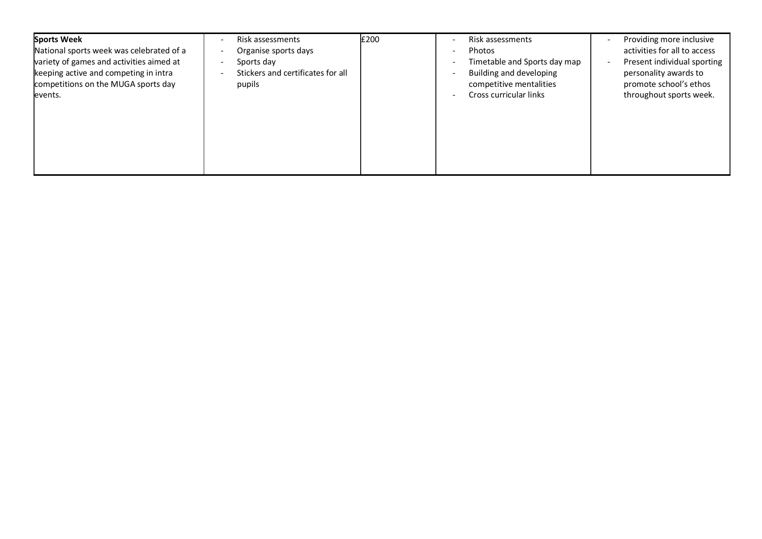| | | | | |
|---|---|---|---|---|
| **Sports Week**<br>National sports week was celebrated of a variety of games and activities aimed at keeping active and competing in intra competitions on the MUGA sports day events. | - Risk assessments<br>- Organise sports days<br>- Sports day<br>- Stickers and certificates for all pupils | £200 | - Risk assessments<br>- Photos<br>- Timetable and Sports day map<br>- Building and developing competitive mentalities<br>- Cross curricular links | - Providing more inclusive activities for all to access<br>- Present individual sporting personality awards to promote school's ethos throughout sports week. |